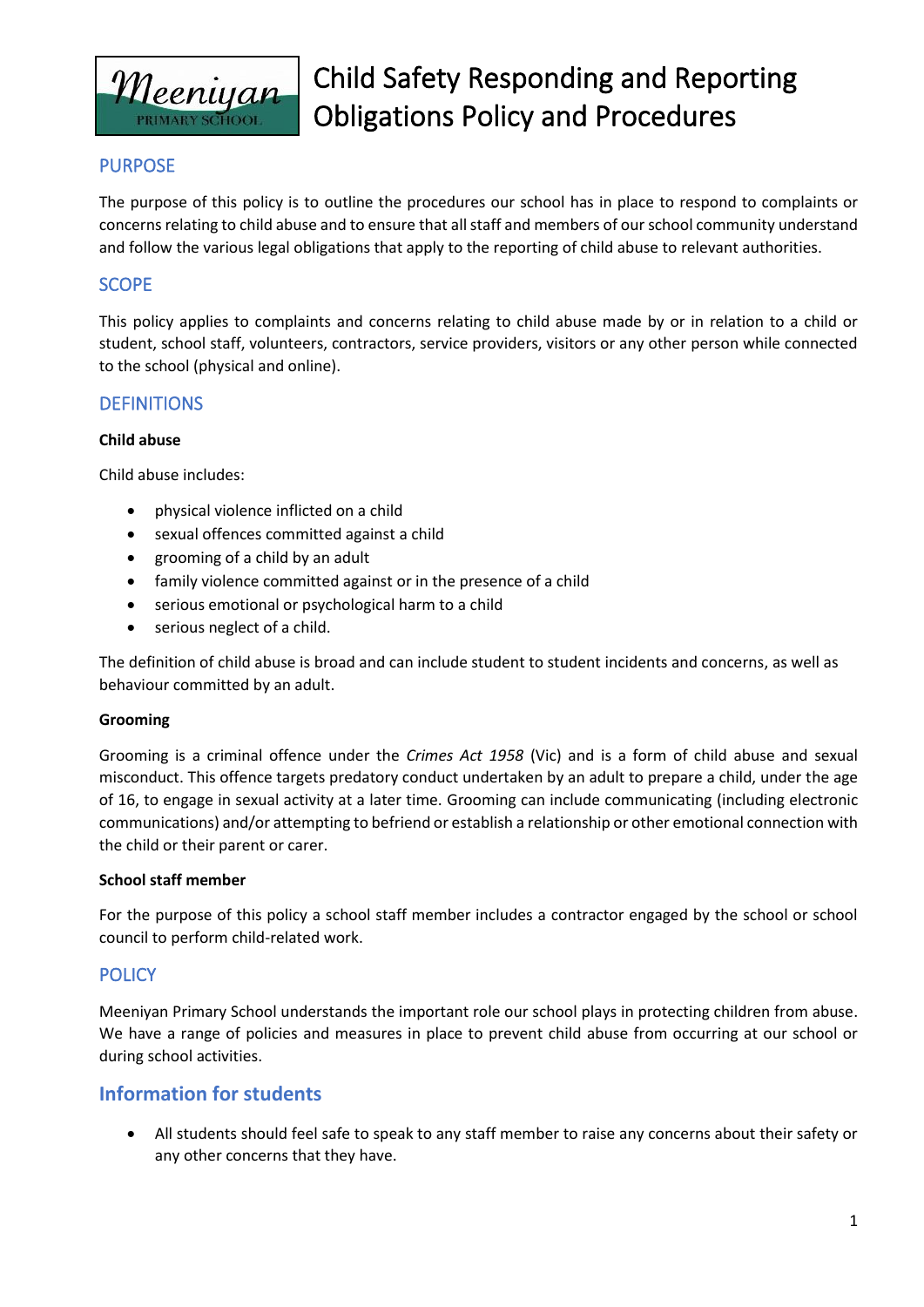# Child Safety Responding and Reporting Obligations Policy and Procedures

## PURPOSE

The purpose of this policy is to outline the procedures our school has in place to respond to complaints or concerns relating to child abuse and to ensure that all staff and members of our school community understand and follow the various legal obligations that apply to the reporting of child abuse to relevant authorities.

## SCOPE

This policy applies to complaints and concerns relating to child abuse made by or in relation to a child or student, school staff, volunteers, contractors, service providers, visitors or any other person while connected to the school (physical and online).

## DEFINITIONS

**Child abuse**

Child abuse includes:

- physical violence inflicted on a child
- sexual offences committed against a child
- grooming of a child by an adult
- family violence committed against or in the presence of a child
- serious emotional or psychological harm to a child
- serious neglect of a child.

The definition of child abuse is broad and can include student to student incidents and concerns, as well as behaviour committed by an adult.

**Grooming**

Grooming is a criminal offence under the *Crimes Act 1958* (Vic) and is a form of child abuse and sexual misconduct. This offence targets predatory conduct undertaken by an adult to prepare a child, under the age of 16, to engage in sexual activity at a later time. Grooming can include communicating (including electronic communications) and/or attempting to befriend or establish a relationship or other emotional connection with the child or their parent or carer.

**School staff member**

For the purpose of this policy a school staff member includes a contractor engaged by the school or school council to perform child-related work.

## POLICY

Meeniyan Primary School understands the important role our school plays in protecting children from abuse. We have a range of policies and measures in place to prevent child abuse from occurring at our school or during school activities.

### Information for students

- All students should feel safe to speak to any staff member to raise any concerns about their safety or any other concerns that they have.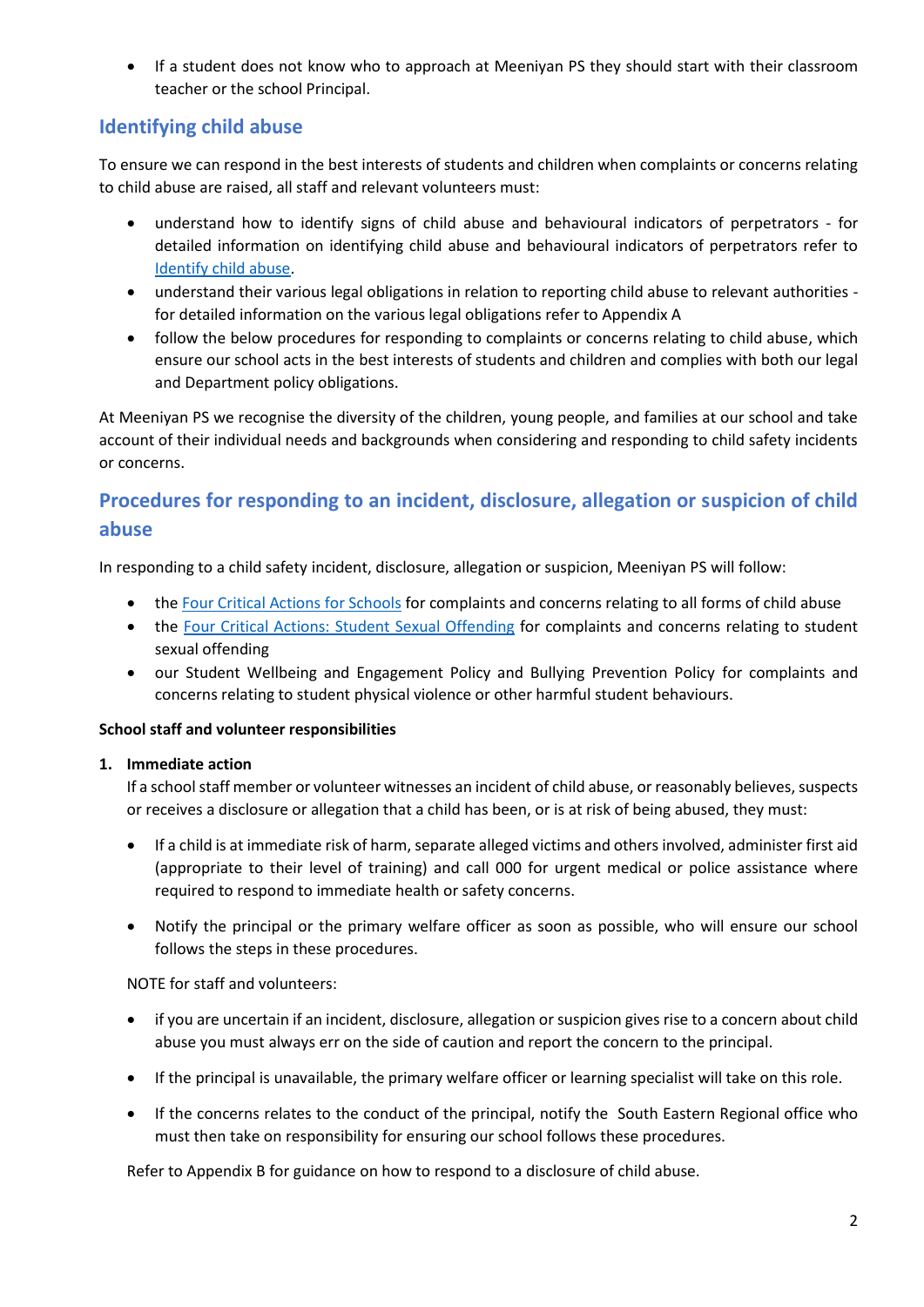- If a student does not know who to approach at Meeniyan PS they should start with their classroom teacher or the school Principal.

## Identifying child abuse

To ensure we can respond in the best interests of students and children when complaints or concerns relating to child abuse are raised, all staff and relevant volunteers must:

- understand how to identify signs of child abuse and behavioural indicators of perpetrators - for detailed information on identifying child abuse and behavioural indicators of perpetrators refer to Identify child abuse.
- understand their various legal obligations in relation to reporting child abuse to relevant authorities - for detailed information on the various legal obligations refer to Appendix A
- follow the below procedures for responding to complaints or concerns relating to child abuse, which ensure our school acts in the best interests of students and children and complies with both our legal and Department policy obligations.

At Meeniyan PS we recognise the diversity of the children, young people, and families at our school and take account of their individual needs and backgrounds when considering and responding to child safety incidents or concerns.

## Procedures for responding to an incident, disclosure, allegation or suspicion of child abuse

In responding to a child safety incident, disclosure, allegation or suspicion, Meeniyan PS will follow:

- the Four Critical Actions for Schools for complaints and concerns relating to all forms of child abuse
- the Four Critical Actions: Student Sexual Offending for complaints and concerns relating to student sexual offending
- our Student Wellbeing and Engagement Policy and Bullying Prevention Policy for complaints and concerns relating to student physical violence or other harmful student behaviours.

**School staff and volunteer responsibilities**

1. **Immediate action**

   If a school staff member or volunteer witnesses an incident of child abuse, or reasonably believes, suspects or receives a disclosure or allegation that a child has been, or is at risk of being abused, they must:

   - If a child is at immediate risk of harm, separate alleged victims and others involved, administer first aid (appropriate to their level of training) and call 000 for urgent medical or police assistance where required to respond to immediate health or safety concerns.
   - Notify the principal or the primary welfare officer as soon as possible, who will ensure our school follows the steps in these procedures.

   NOTE for staff and volunteers:

   - if you are uncertain if an incident, disclosure, allegation or suspicion gives rise to a concern about child abuse you must always err on the side of caution and report the concern to the principal.
   - If the principal is unavailable, the primary welfare officer or learning specialist will take on this role.
   - If the concerns relates to the conduct of the principal, notify the South Eastern Regional office who must then take on responsibility for ensuring our school follows these procedures.

   Refer to Appendix B for guidance on how to respond to a disclosure of child abuse.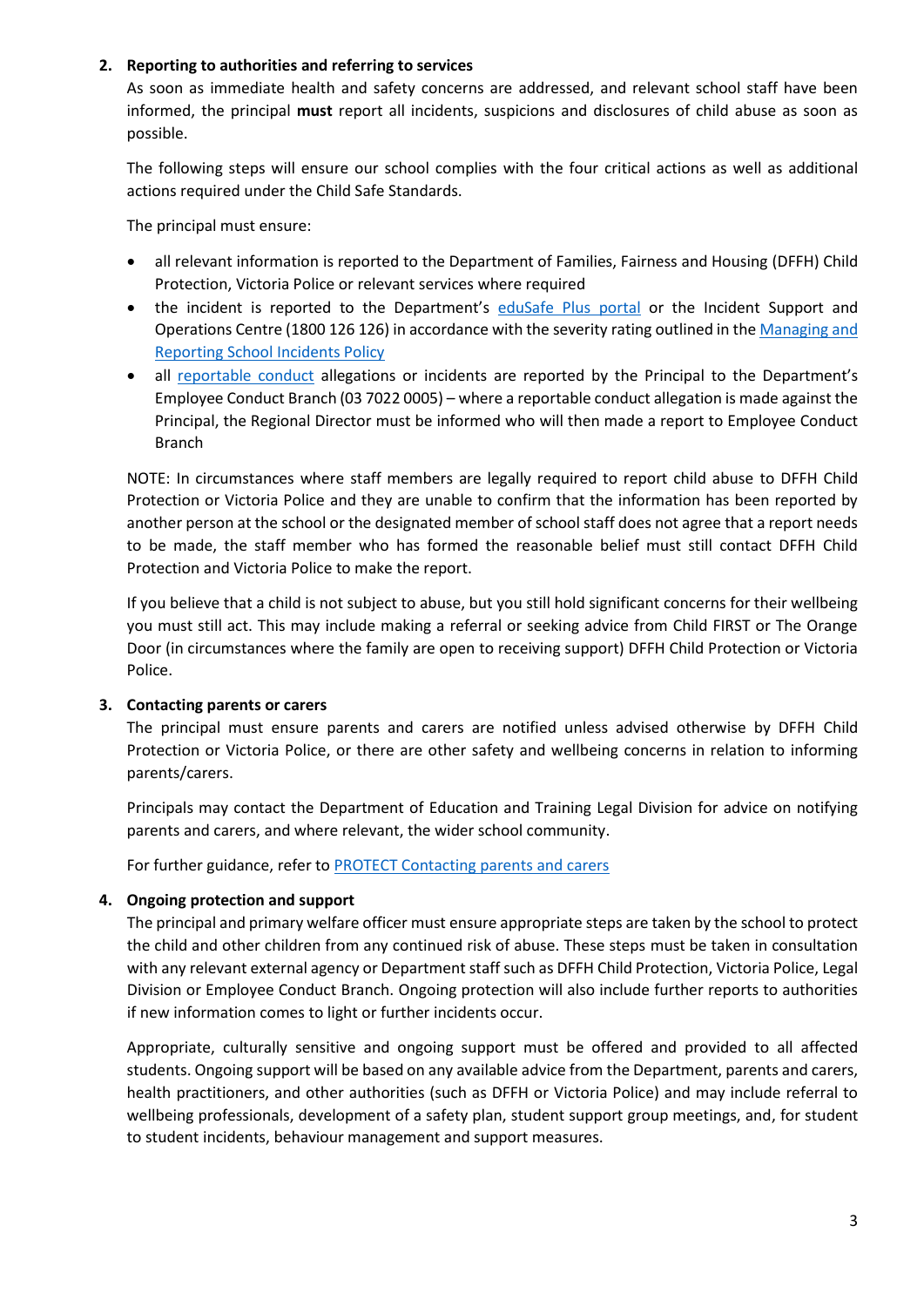2. **Reporting to authorities and referring to services**

   As soon as immediate health and safety concerns are addressed, and relevant school staff have been informed, the principal **must** report all incidents, suspicions and disclosures of child abuse as soon as possible.

   The following steps will ensure our school complies with the four critical actions as well as additional actions required under the Child Safe Standards.

   The principal must ensure:

   - all relevant information is reported to the Department of Families, Fairness and Housing (DFFH) Child Protection, Victoria Police or relevant services where required
   - the incident is reported to the Department's eduSafe Plus portal or the Incident Support and Operations Centre (1800 126 126) in accordance with the severity rating outlined in the Managing and Reporting School Incidents Policy
   - all reportable conduct allegations or incidents are reported by the Principal to the Department's Employee Conduct Branch (03 7022 0005) – where a reportable conduct allegation is made against the Principal, the Regional Director must be informed who will then made a report to Employee Conduct Branch

   NOTE: In circumstances where staff members are legally required to report child abuse to DFFH Child Protection or Victoria Police and they are unable to confirm that the information has been reported by another person at the school or the designated member of school staff does not agree that a report needs to be made, the staff member who has formed the reasonable belief must still contact DFFH Child Protection and Victoria Police to make the report.

   If you believe that a child is not subject to abuse, but you still hold significant concerns for their wellbeing you must still act. This may include making a referral or seeking advice from Child FIRST or The Orange Door (in circumstances where the family are open to receiving support) DFFH Child Protection or Victoria Police.

3. **Contacting parents or carers**

   The principal must ensure parents and carers are notified unless advised otherwise by DFFH Child Protection or Victoria Police, or there are other safety and wellbeing concerns in relation to informing parents/carers.

   Principals may contact the Department of Education and Training Legal Division for advice on notifying parents and carers, and where relevant, the wider school community.

   For further guidance, refer to PROTECT Contacting parents and carers

4. **Ongoing protection and support**

   The principal and primary welfare officer must ensure appropriate steps are taken by the school to protect the child and other children from any continued risk of abuse. These steps must be taken in consultation with any relevant external agency or Department staff such as DFFH Child Protection, Victoria Police, Legal Division or Employee Conduct Branch. Ongoing protection will also include further reports to authorities if new information comes to light or further incidents occur.

   Appropriate, culturally sensitive and ongoing support must be offered and provided to all affected students. Ongoing support will be based on any available advice from the Department, parents and carers, health practitioners, and other authorities (such as DFFH or Victoria Police) and may include referral to wellbeing professionals, development of a safety plan, student support group meetings, and, for student to student incidents, behaviour management and support measures.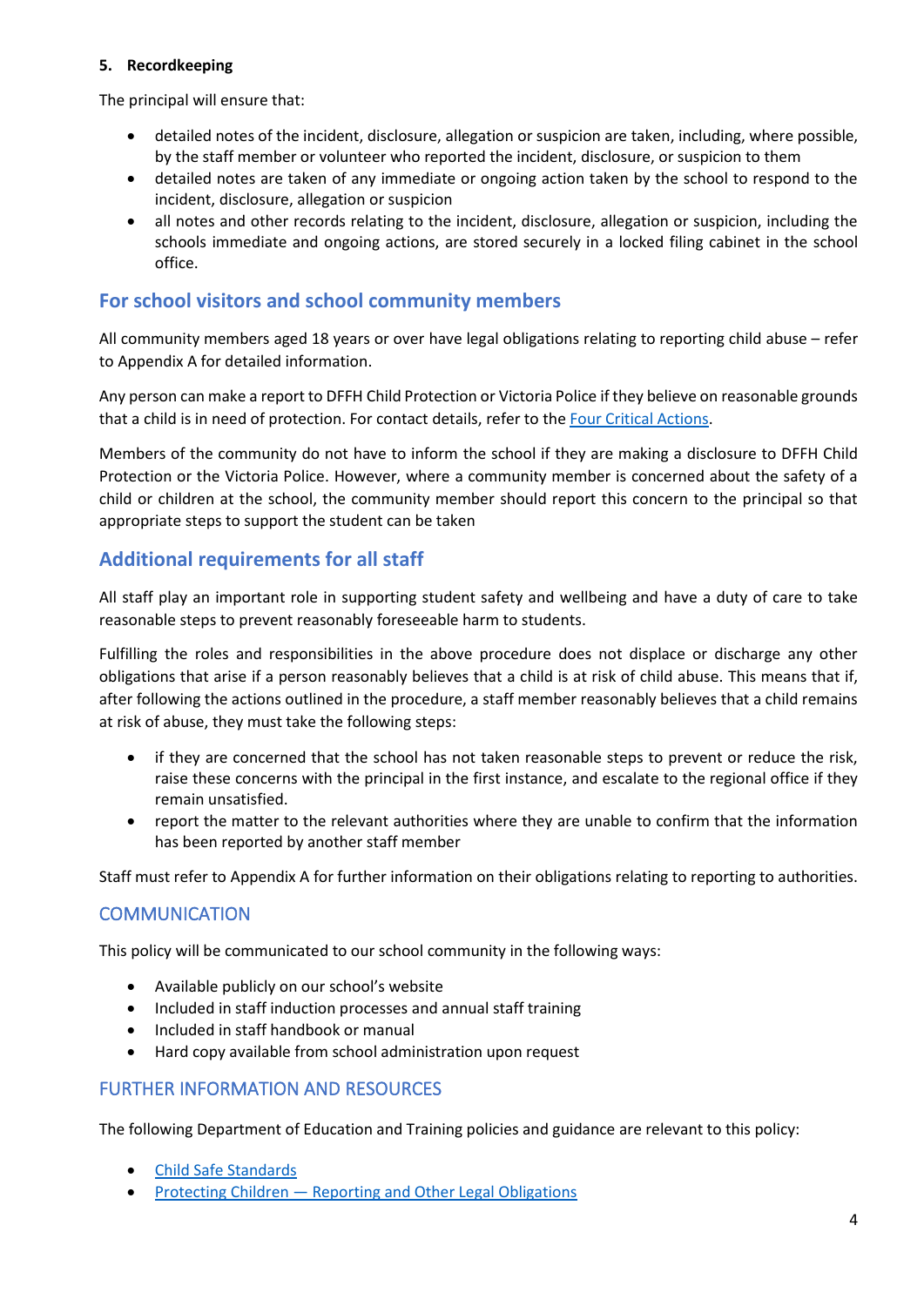**5. Recordkeeping**

The principal will ensure that:

- detailed notes of the incident, disclosure, allegation or suspicion are taken, including, where possible, by the staff member or volunteer who reported the incident, disclosure, or suspicion to them
- detailed notes are taken of any immediate or ongoing action taken by the school to respond to the incident, disclosure, allegation or suspicion
- all notes and other records relating to the incident, disclosure, allegation or suspicion, including the schools immediate and ongoing actions, are stored securely in a locked filing cabinet in the school office.

## For school visitors and school community members

All community members aged 18 years or over have legal obligations relating to reporting child abuse – refer to Appendix A for detailed information.

Any person can make a report to DFFH Child Protection or Victoria Police if they believe on reasonable grounds that a child is in need of protection. For contact details, refer to the [Four Critical Actions](Four Critical Actions).

Members of the community do not have to inform the school if they are making a disclosure to DFFH Child Protection or the Victoria Police. However, where a community member is concerned about the safety of a child or children at the school, the community member should report this concern to the principal so that appropriate steps to support the student can be taken

## Additional requirements for all staff

All staff play an important role in supporting student safety and wellbeing and have a duty of care to take reasonable steps to prevent reasonably foreseeable harm to students.

Fulfilling the roles and responsibilities in the above procedure does not displace or discharge any other obligations that arise if a person reasonably believes that a child is at risk of child abuse. This means that if, after following the actions outlined in the procedure, a staff member reasonably believes that a child remains at risk of abuse, they must take the following steps:

- if they are concerned that the school has not taken reasonable steps to prevent or reduce the risk, raise these concerns with the principal in the first instance, and escalate to the regional office if they remain unsatisfied.
- report the matter to the relevant authorities where they are unable to confirm that the information has been reported by another staff member

Staff must refer to Appendix A for further information on their obligations relating to reporting to authorities.

## COMMUNICATION

This policy will be communicated to our school community in the following ways:

- Available publicly on our school's website
- Included in staff induction processes and annual staff training
- Included in staff handbook or manual
- Hard copy available from school administration upon request

## FURTHER INFORMATION AND RESOURCES

The following Department of Education and Training policies and guidance are relevant to this policy:

- Child Safe Standards
- Protecting Children — Reporting and Other Legal Obligations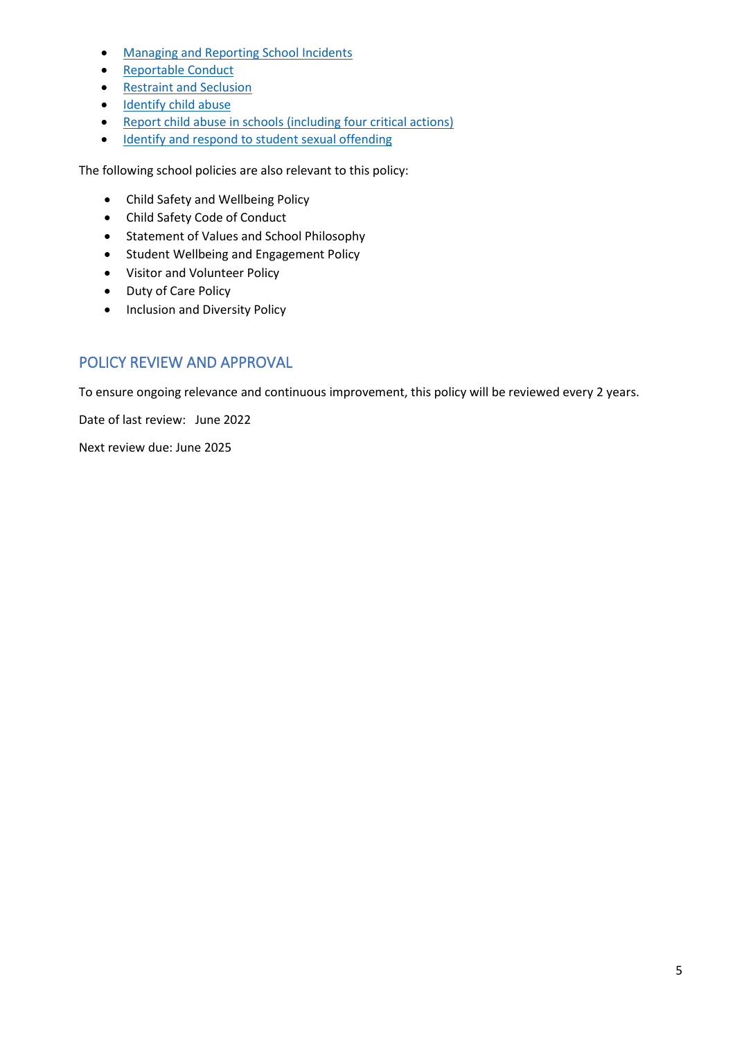- [Managing and Reporting School Incidents]
- [Reportable Conduct]
- [Restraint and Seclusion]
- [Identify child abuse]
- [Report child abuse in schools (including four critical actions)]
- [Identify and respond to student sexual offending]

The following school policies are also relevant to this policy:

- Child Safety and Wellbeing Policy
- Child Safety Code of Conduct
- Statement of Values and School Philosophy
- Student Wellbeing and Engagement Policy
- Visitor and Volunteer Policy
- Duty of Care Policy
- Inclusion and Diversity Policy

## POLICY REVIEW AND APPROVAL

To ensure ongoing relevance and continuous improvement, this policy will be reviewed every 2 years.

Date of last review: June 2022

Next review due: June 2025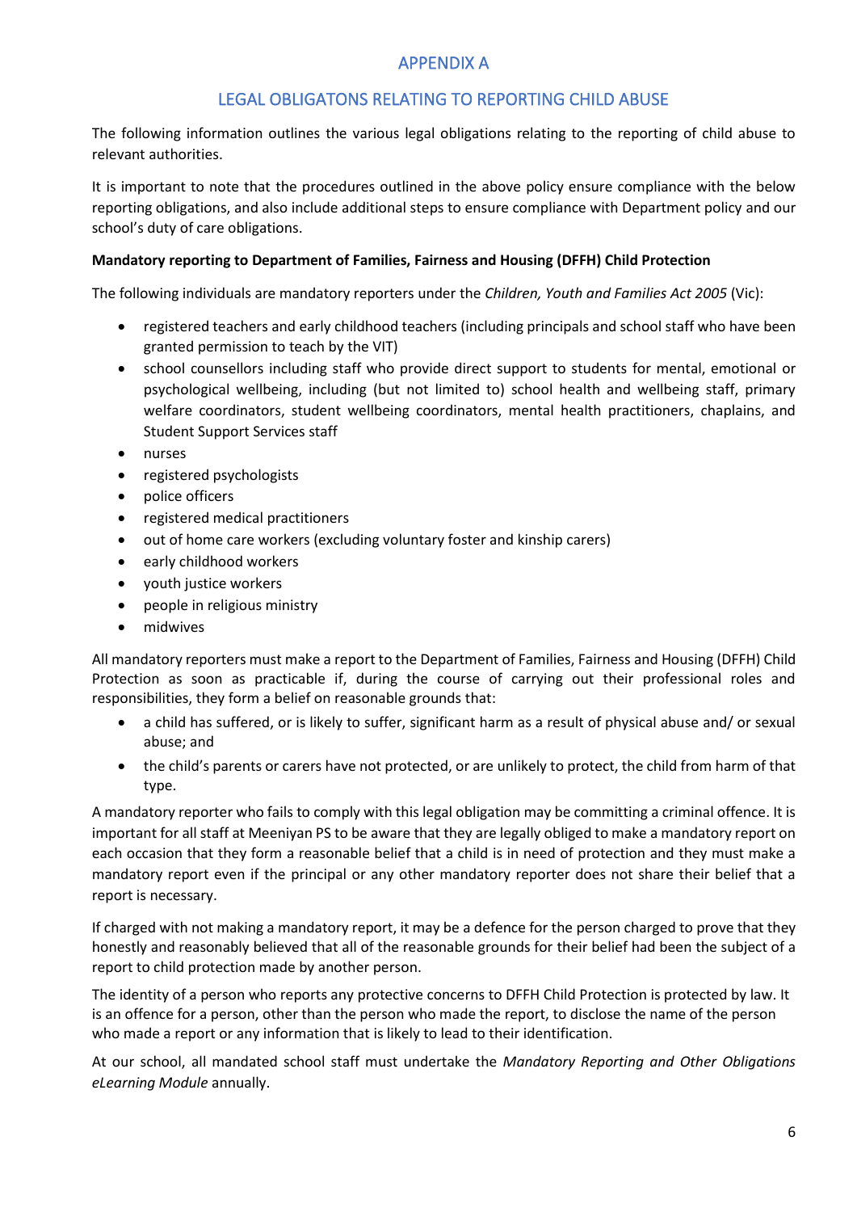# APPENDIX A

## LEGAL OBLIGATONS RELATING TO REPORTING CHILD ABUSE

The following information outlines the various legal obligations relating to the reporting of child abuse to relevant authorities.

It is important to note that the procedures outlined in the above policy ensure compliance with the below reporting obligations, and also include additional steps to ensure compliance with Department policy and our school's duty of care obligations.

**Mandatory reporting to Department of Families, Fairness and Housing (DFFH) Child Protection**

The following individuals are mandatory reporters under the *Children, Youth and Families Act 2005* (Vic):

- registered teachers and early childhood teachers (including principals and school staff who have been granted permission to teach by the VIT)
- school counsellors including staff who provide direct support to students for mental, emotional or psychological wellbeing, including (but not limited to) school health and wellbeing staff, primary welfare coordinators, student wellbeing coordinators, mental health practitioners, chaplains, and Student Support Services staff
- nurses
- registered psychologists
- police officers
- registered medical practitioners
- out of home care workers (excluding voluntary foster and kinship carers)
- early childhood workers
- youth justice workers
- people in religious ministry
- midwives

All mandatory reporters must make a report to the Department of Families, Fairness and Housing (DFFH) Child Protection as soon as practicable if, during the course of carrying out their professional roles and responsibilities, they form a belief on reasonable grounds that:

- a child has suffered, or is likely to suffer, significant harm as a result of physical abuse and/ or sexual abuse; and
- the child's parents or carers have not protected, or are unlikely to protect, the child from harm of that type.

A mandatory reporter who fails to comply with this legal obligation may be committing a criminal offence. It is important for all staff at Meeniyan PS to be aware that they are legally obliged to make a mandatory report on each occasion that they form a reasonable belief that a child is in need of protection and they must make a mandatory report even if the principal or any other mandatory reporter does not share their belief that a report is necessary.

If charged with not making a mandatory report, it may be a defence for the person charged to prove that they honestly and reasonably believed that all of the reasonable grounds for their belief had been the subject of a report to child protection made by another person.

The identity of a person who reports any protective concerns to DFFH Child Protection is protected by law. It is an offence for a person, other than the person who made the report, to disclose the name of the person who made a report or any information that is likely to lead to their identification.

At our school, all mandated school staff must undertake the *Mandatory Reporting and Other Obligations eLearning Module* annually.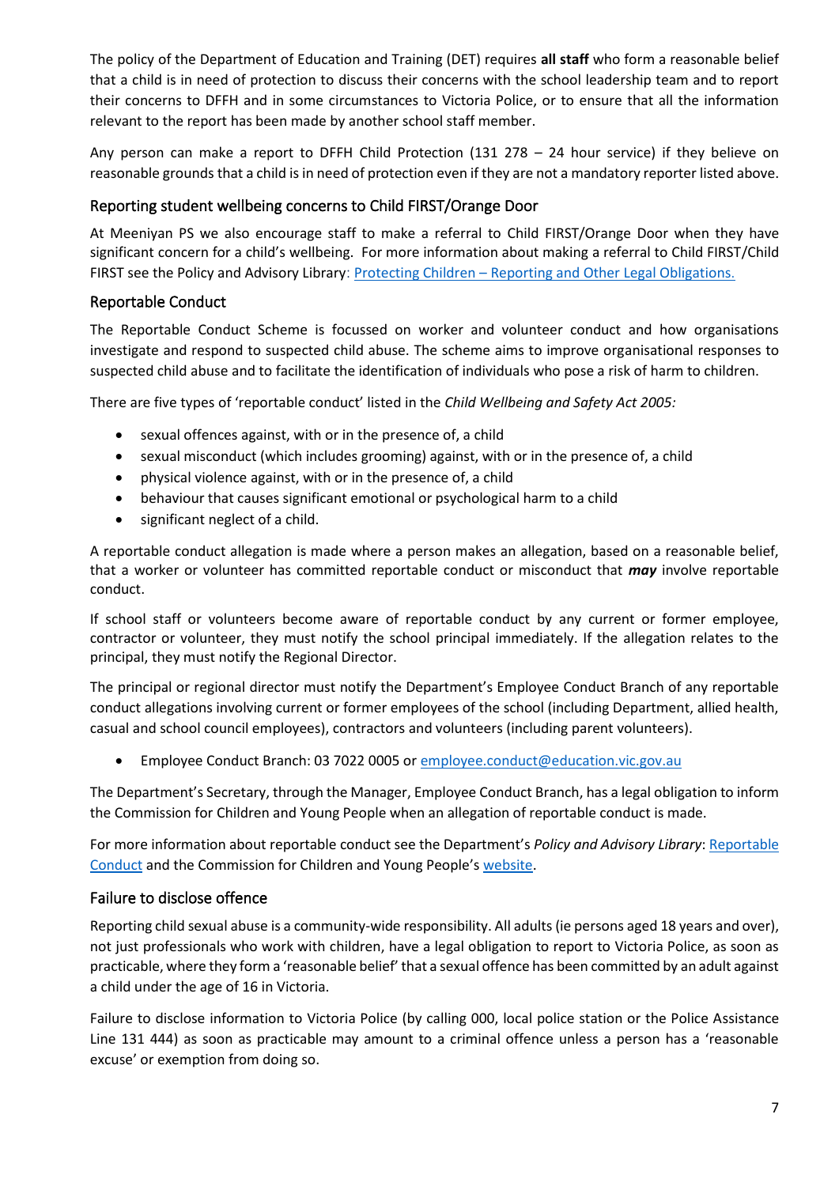The policy of the Department of Education and Training (DET) requires **all staff** who form a reasonable belief that a child is in need of protection to discuss their concerns with the school leadership team and to report their concerns to DFFH and in some circumstances to Victoria Police, or to ensure that all the information relevant to the report has been made by another school staff member.

Any person can make a report to DFFH Child Protection (131 278 – 24 hour service) if they believe on reasonable grounds that a child is in need of protection even if they are not a mandatory reporter listed above.

### Reporting student wellbeing concerns to Child FIRST/Orange Door

At Meeniyan PS we also encourage staff to make a referral to Child FIRST/Orange Door when they have significant concern for a child's wellbeing. For more information about making a referral to Child FIRST/Child FIRST see the Policy and Advisory Library: [Protecting Children – Reporting and Other Legal Obligations.]()

### Reportable Conduct

The Reportable Conduct Scheme is focussed on worker and volunteer conduct and how organisations investigate and respond to suspected child abuse. The scheme aims to improve organisational responses to suspected child abuse and to facilitate the identification of individuals who pose a risk of harm to children.

There are five types of 'reportable conduct' listed in the *Child Wellbeing and Safety Act 2005:*

- sexual offences against, with or in the presence of, a child
- sexual misconduct (which includes grooming) against, with or in the presence of, a child
- physical violence against, with or in the presence of, a child
- behaviour that causes significant emotional or psychological harm to a child
- significant neglect of a child.

A reportable conduct allegation is made where a person makes an allegation, based on a reasonable belief, that a worker or volunteer has committed reportable conduct or misconduct that ***may*** involve reportable conduct.

If school staff or volunteers become aware of reportable conduct by any current or former employee, contractor or volunteer, they must notify the school principal immediately. If the allegation relates to the principal, they must notify the Regional Director.

The principal or regional director must notify the Department's Employee Conduct Branch of any reportable conduct allegations involving current or former employees of the school (including Department, allied health, casual and school council employees), contractors and volunteers (including parent volunteers).

- Employee Conduct Branch: 03 7022 0005 or [employee.conduct@education.vic.gov.au](mailto:employee.conduct@education.vic.gov.au)

The Department's Secretary, through the Manager, Employee Conduct Branch, has a legal obligation to inform the Commission for Children and Young People when an allegation of reportable conduct is made.

For more information about reportable conduct see the Department's *Policy and Advisory Library*: [Reportable Conduct]() and the Commission for Children and Young People's [website]().

### Failure to disclose offence

Reporting child sexual abuse is a community-wide responsibility. All adults (ie persons aged 18 years and over), not just professionals who work with children, have a legal obligation to report to Victoria Police, as soon as practicable, where they form a 'reasonable belief' that a sexual offence has been committed by an adult against a child under the age of 16 in Victoria.

Failure to disclose information to Victoria Police (by calling 000, local police station or the Police Assistance Line 131 444) as soon as practicable may amount to a criminal offence unless a person has a 'reasonable excuse' or exemption from doing so.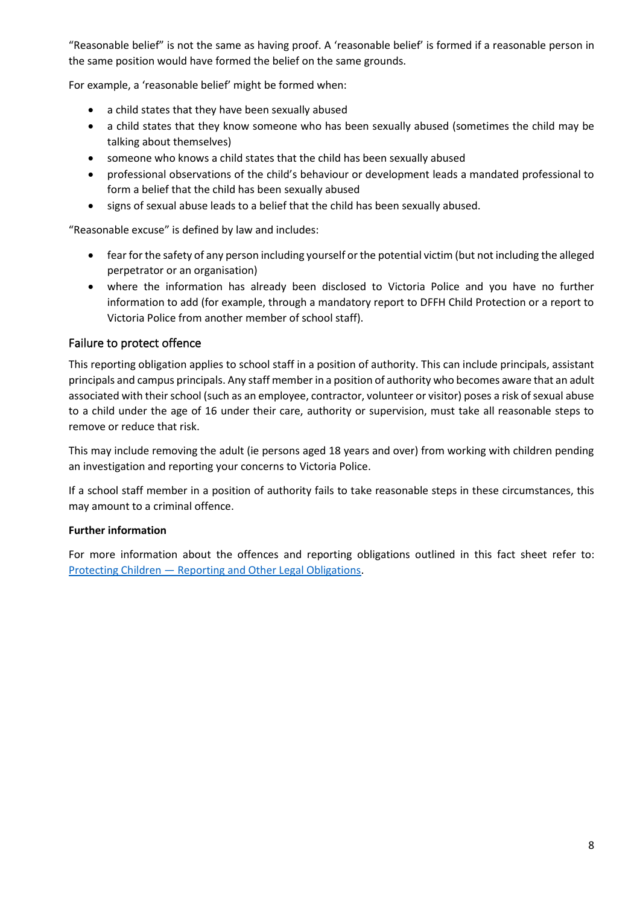"Reasonable belief" is not the same as having proof. A 'reasonable belief' is formed if a reasonable person in the same position would have formed the belief on the same grounds.

For example, a 'reasonable belief' might be formed when:

- a child states that they have been sexually abused
- a child states that they know someone who has been sexually abused (sometimes the child may be talking about themselves)
- someone who knows a child states that the child has been sexually abused
- professional observations of the child's behaviour or development leads a mandated professional to form a belief that the child has been sexually abused
- signs of sexual abuse leads to a belief that the child has been sexually abused.

"Reasonable excuse" is defined by law and includes:

- fear for the safety of any person including yourself or the potential victim (but not including the alleged perpetrator or an organisation)
- where the information has already been disclosed to Victoria Police and you have no further information to add (for example, through a mandatory report to DFFH Child Protection or a report to Victoria Police from another member of school staff).

## Failure to protect offence

This reporting obligation applies to school staff in a position of authority. This can include principals, assistant principals and campus principals. Any staff member in a position of authority who becomes aware that an adult associated with their school (such as an employee, contractor, volunteer or visitor) poses a risk of sexual abuse to a child under the age of 16 under their care, authority or supervision, must take all reasonable steps to remove or reduce that risk.

This may include removing the adult (ie persons aged 18 years and over) from working with children pending an investigation and reporting your concerns to Victoria Police.

If a school staff member in a position of authority fails to take reasonable steps in these circumstances, this may amount to a criminal offence.

**Further information**

For more information about the offences and reporting obligations outlined in this fact sheet refer to: [Protecting Children — Reporting and Other Legal Obligations](Protecting Children — Reporting and Other Legal Obligations).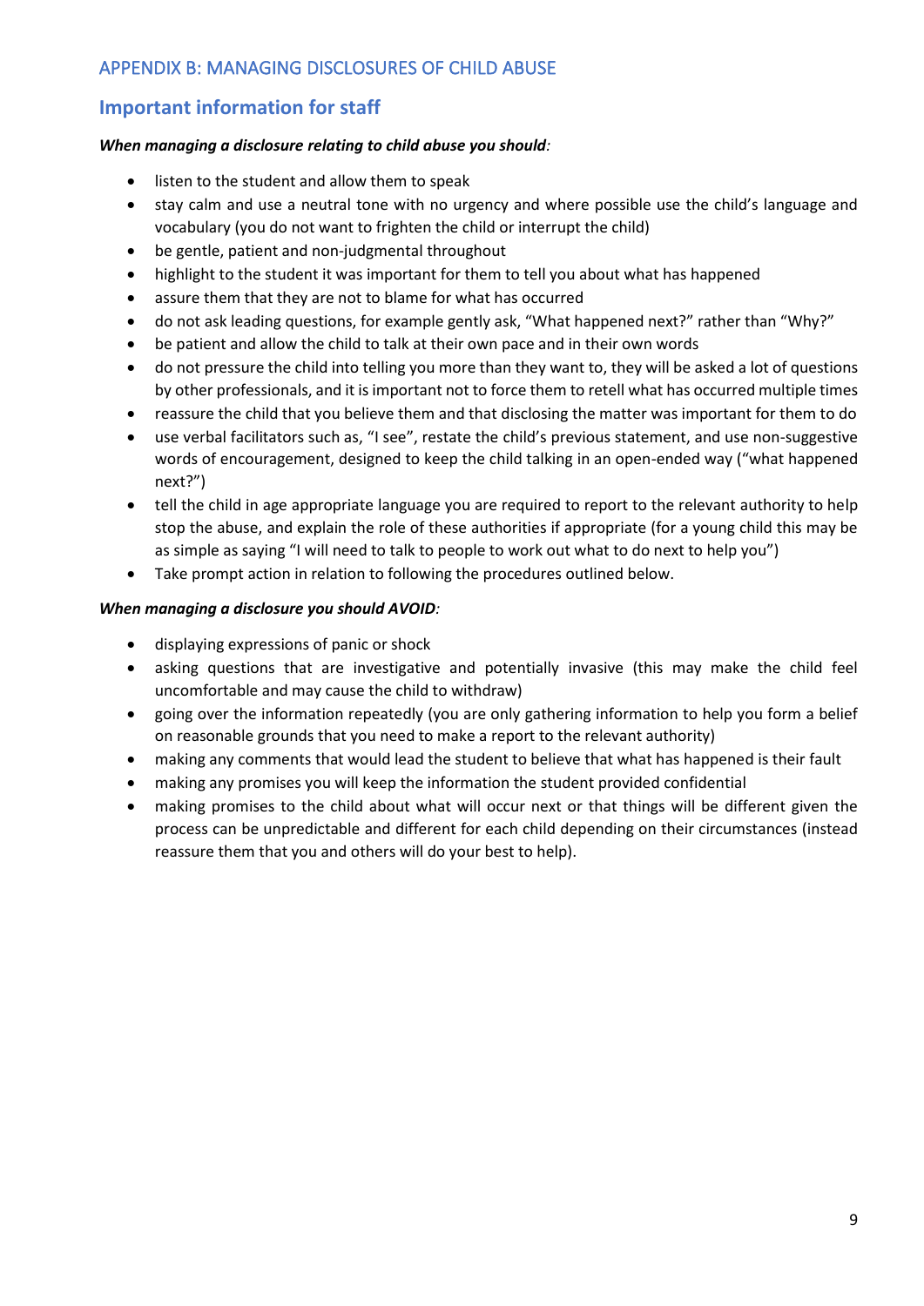## APPENDIX B: MANAGING DISCLOSURES OF CHILD ABUSE

### Important information for staff

***When managing a disclosure relating to child abuse you should*:**

- listen to the student and allow them to speak
- stay calm and use a neutral tone with no urgency and where possible use the child's language and vocabulary (you do not want to frighten the child or interrupt the child)
- be gentle, patient and non-judgmental throughout
- highlight to the student it was important for them to tell you about what has happened
- assure them that they are not to blame for what has occurred
- do not ask leading questions, for example gently ask, "What happened next?" rather than "Why?"
- be patient and allow the child to talk at their own pace and in their own words
- do not pressure the child into telling you more than they want to, they will be asked a lot of questions by other professionals, and it is important not to force them to retell what has occurred multiple times
- reassure the child that you believe them and that disclosing the matter was important for them to do
- use verbal facilitators such as, "I see", restate the child's previous statement, and use non-suggestive words of encouragement, designed to keep the child talking in an open-ended way ("what happened next?")
- tell the child in age appropriate language you are required to report to the relevant authority to help stop the abuse, and explain the role of these authorities if appropriate (for a young child this may be as simple as saying "I will need to talk to people to work out what to do next to help you")
- Take prompt action in relation to following the procedures outlined below.

***When managing a disclosure you should AVOID*:**

- displaying expressions of panic or shock
- asking questions that are investigative and potentially invasive (this may make the child feel uncomfortable and may cause the child to withdraw)
- going over the information repeatedly (you are only gathering information to help you form a belief on reasonable grounds that you need to make a report to the relevant authority)
- making any comments that would lead the student to believe that what has happened is their fault
- making any promises you will keep the information the student provided confidential
- making promises to the child about what will occur next or that things will be different given the process can be unpredictable and different for each child depending on their circumstances (instead reassure them that you and others will do your best to help).